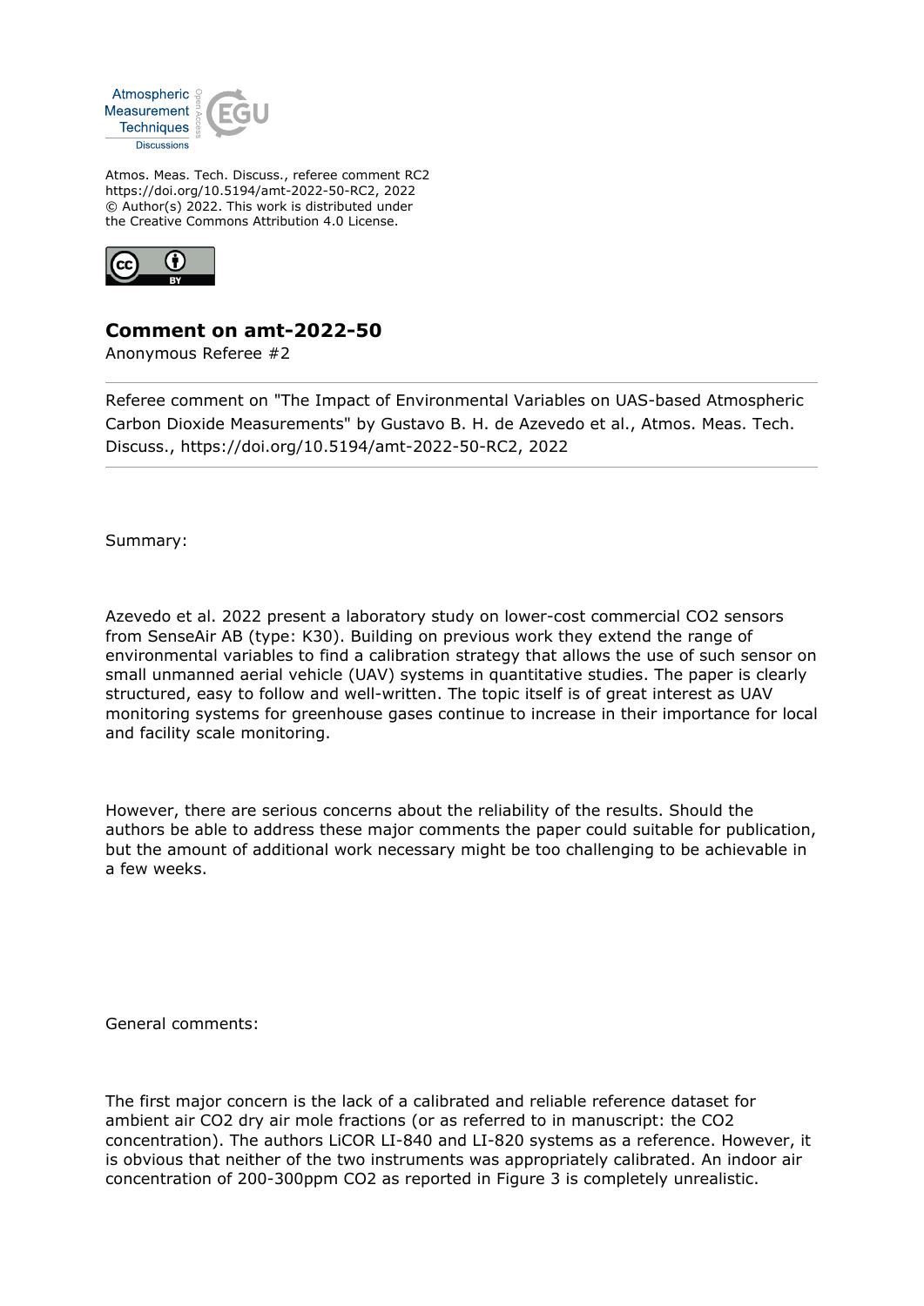Atmos. Meas. Tech. Discuss., referee comment RC2
https://doi.org/10.5194/amt-2022-50-RC2, 2022
© Author(s) 2022. This work is distributed under
the Creative Commons Attribution 4.0 License.

## Comment on amt-2022-50

Anonymous Referee #2

---

Referee comment on "The Impact of Environmental Variables on UAS-based Atmospheric Carbon Dioxide Measurements" by Gustavo B. H. de Azevedo et al., Atmos. Meas. Tech. Discuss., https://doi.org/10.5194/amt-2022-50-RC2, 2022

---

Summary:

Azevedo et al. 2022 present a laboratory study on lower-cost commercial CO2 sensors from SenseAir AB (type: K30). Building on previous work they extend the range of environmental variables to find a calibration strategy that allows the use of such sensor on small unmanned aerial vehicle (UAV) systems in quantitative studies. The paper is clearly structured, easy to follow and well-written. The topic itself is of great interest as UAV monitoring systems for greenhouse gases continue to increase in their importance for local and facility scale monitoring.

However, there are serious concerns about the reliability of the results. Should the authors be able to address these major comments the paper could suitable for publication, but the amount of additional work necessary might be too challenging to be achievable in a few weeks.

General comments:

The first major concern is the lack of a calibrated and reliable reference dataset for ambient air CO2 dry air mole fractions (or as referred to in manuscript: the CO2 concentration). The authors LiCOR LI-840 and LI-820 systems as a reference. However, it is obvious that neither of the two instruments was appropriately calibrated. An indoor air concentration of 200-300ppm CO2 as reported in Figure 3 is completely unrealistic.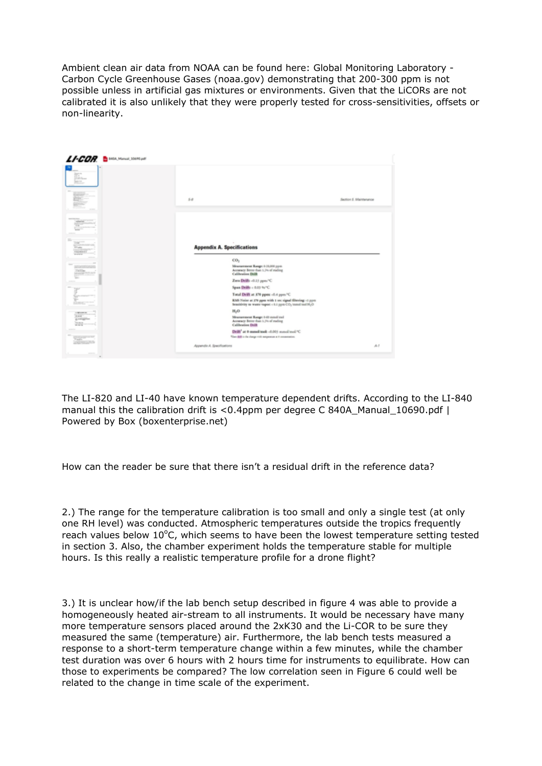Ambient clean air data from NOAA can be found here: Global Monitoring Laboratory - Carbon Cycle Greenhouse Gases (noaa.gov) demonstrating that 200-300 ppm is not possible unless in artificial gas mixtures or environments. Given that the LiCORs are not calibrated it is also unlikely that they were properly tested for cross-sensitivities, offsets or non-linearity.

The LI-820 and LI-40 have known temperature dependent drifts. According to the LI-840 manual this the calibration drift is <0.4ppm per degree C 840A_Manual_10690.pdf | Powered by Box (boxenterprise.net)

How can the reader be sure that there isn't a residual drift in the reference data?

2.) The range for the temperature calibration is too small and only a single test (at only one RH level) was conducted. Atmospheric temperatures outside the tropics frequently reach values below $10^{\circ}$C, which seems to have been the lowest temperature setting tested in section 3. Also, the chamber experiment holds the temperature stable for multiple hours. Is this really a realistic temperature profile for a drone flight?

3.) It is unclear how/if the lab bench setup described in figure 4 was able to provide a homogeneously heated air-stream to all instruments. It would be necessary have many more temperature sensors placed around the 2xK30 and the Li-COR to be sure they measured the same (temperature) air. Furthermore, the lab bench tests measured a response to a short-term temperature change within a few minutes, while the chamber test duration was over 6 hours with 2 hours time for instruments to equilibrate. How can those to experiments be compared? The low correlation seen in Figure 6 could well be related to the change in time scale of the experiment.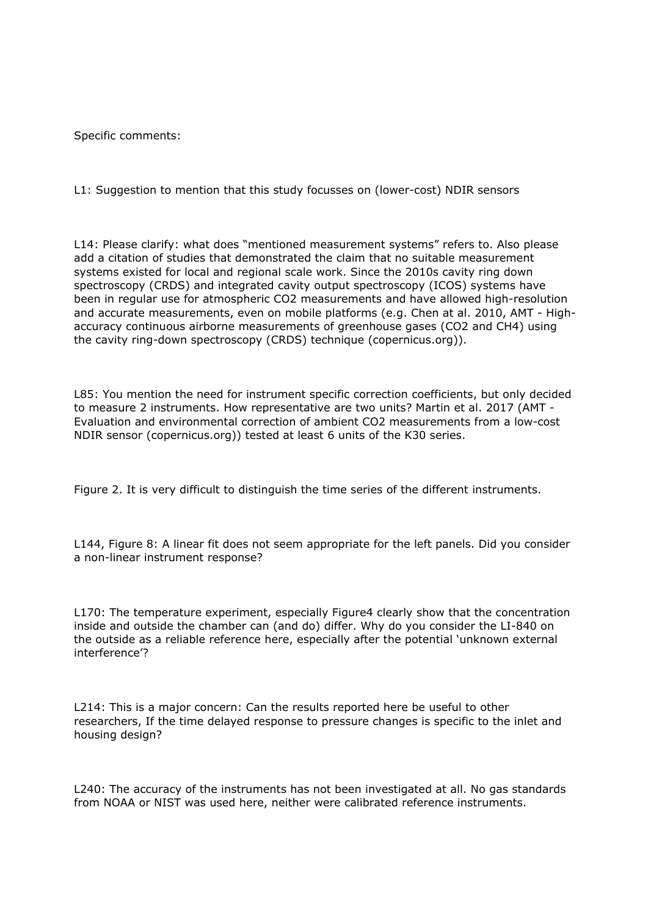Specific comments:

L1: Suggestion to mention that this study focusses on (lower-cost) NDIR sensors

L14: Please clarify: what does "mentioned measurement systems" refers to. Also please add a citation of studies that demonstrated the claim that no suitable measurement systems existed for local and regional scale work. Since the 2010s cavity ring down spectroscopy (CRDS) and integrated cavity output spectroscopy (ICOS) systems have been in regular use for atmospheric CO2 measurements and have allowed high-resolution and accurate measurements, even on mobile platforms (e.g. Chen at al. 2010, AMT - High-accuracy continuous airborne measurements of greenhouse gases (CO2 and CH4) using the cavity ring-down spectroscopy (CRDS) technique (copernicus.org)).

L85: You mention the need for instrument specific correction coefficients, but only decided to measure 2 instruments. How representative are two units? Martin et al. 2017 (AMT - Evaluation and environmental correction of ambient CO2 measurements from a low-cost NDIR sensor (copernicus.org)) tested at least 6 units of the K30 series.

Figure 2. It is very difficult to distinguish the time series of the different instruments.

L144, Figure 8: A linear fit does not seem appropriate for the left panels. Did you consider a non-linear instrument response?

L170: The temperature experiment, especially Figure4 clearly show that the concentration inside and outside the chamber can (and do) differ. Why do you consider the LI-840 on the outside as a reliable reference here, especially after the potential 'unknown external interference'?

L214: This is a major concern: Can the results reported here be useful to other researchers, If the time delayed response to pressure changes is specific to the inlet and housing design?

L240: The accuracy of the instruments has not been investigated at all. No gas standards from NOAA or NIST was used here, neither were calibrated reference instruments.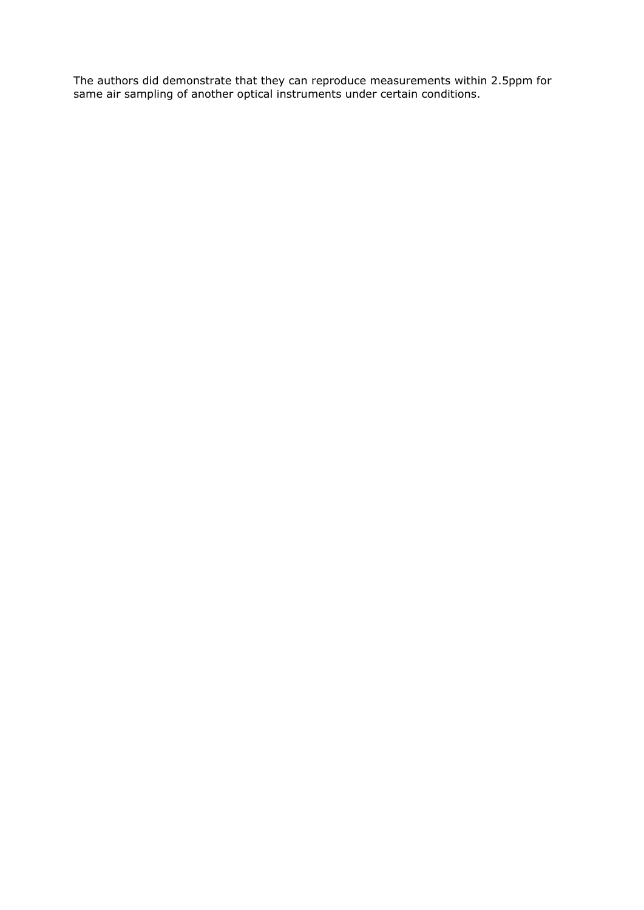The authors did demonstrate that they can reproduce measurements within 2.5ppm for same air sampling of another optical instruments under certain conditions.